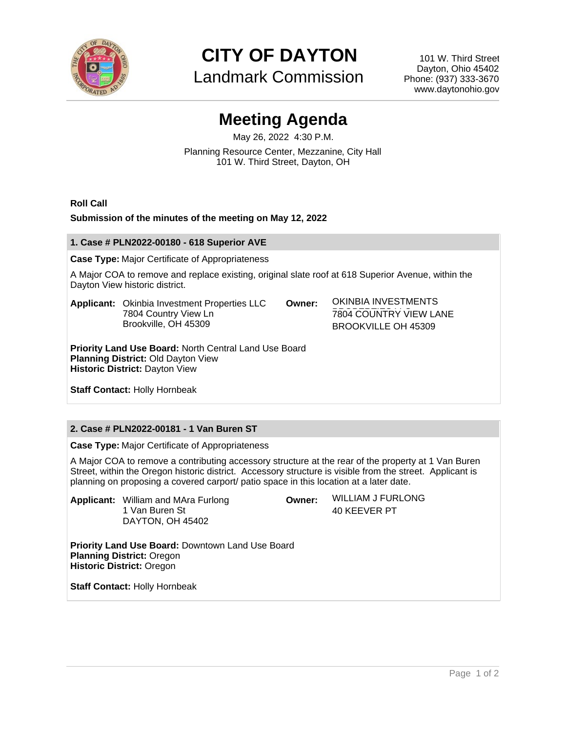# CITY OF DAYTON

## Landmark Commission

101 W. Third Street
Dayton, Ohio 45402
Phone: (937) 333-3670
www.daytonohio.gov

# Meeting Agenda

May 26, 2022 4:30 P.M.

Planning Resource Center, Mezzanine, City Hall
101 W. Third Street, Dayton, OH

**Roll Call**

**Submission of the minutes of the meeting on May 12, 2022**

### 1. Case # PLN2022-00180 - 618 Superior AVE

**Case Type:** Major Certificate of Appropriateness

A Major COA to remove and replace existing, original slate roof at 618 Superior Avenue, within the Dayton View historic district.

**Applicant:** Okinbia Investment Properties LLC
7804 Country View Ln
Brookville, OH 45309

**Owner:** OKINBIA INVESTMENTS
7804 COUNTRY VIEW LANE
BROOKVILLE OH 45309

**Priority Land Use Board:** North Central Land Use Board
**Planning District:** Old Dayton View
**Historic District:** Dayton View

**Staff Contact:** Holly Hornbeak

### 2. Case # PLN2022-00181 - 1 Van Buren ST

**Case Type:** Major Certificate of Appropriateness

A Major COA to remove a contributing accessory structure at the rear of the property at 1 Van Buren Street, within the Oregon historic district. Accessory structure is visible from the street. Applicant is planning on proposing a covered carport/ patio space in this location at a later date.

**Applicant:** William and MAra Furlong
1 Van Buren St
DAYTON, OH 45402

**Owner:** WILLIAM J FURLONG
40 KEEVER PT

**Priority Land Use Board:** Downtown Land Use Board
**Planning District:** Oregon
**Historic District:** Oregon

**Staff Contact:** Holly Hornbeak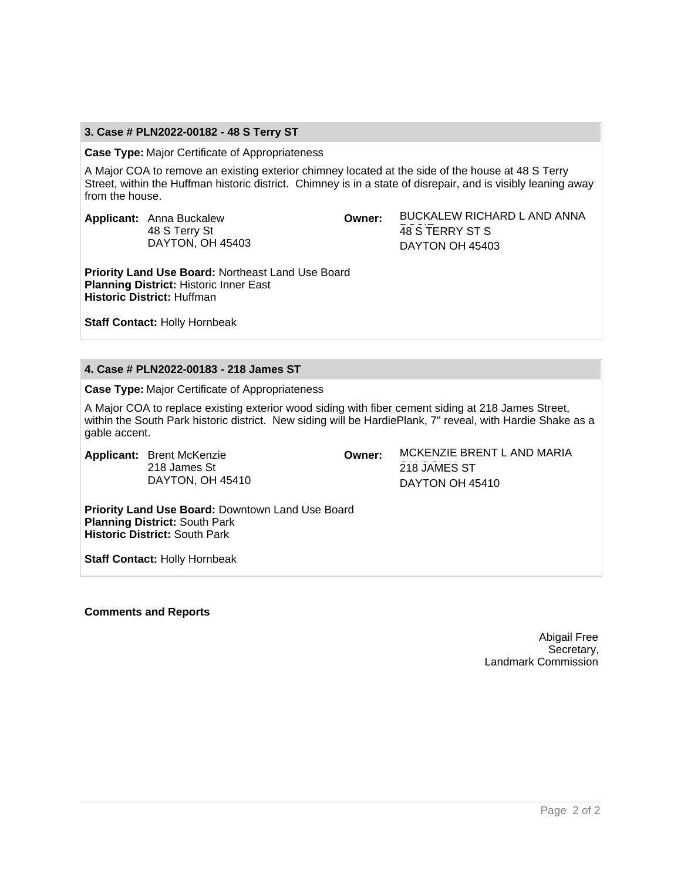### 3. Case # PLN2022-00182 - 48 S Terry ST

**Case Type:** Major Certificate of Appropriateness

A Major COA to remove an existing exterior chimney located at the side of the house at 48 S Terry Street, within the Huffman historic district. Chimney is in a state of disrepair, and is visibly leaning away from the house.

**Applicant:** Anna Buckalew
48 S Terry St
DAYTON, OH 45403

**Owner:** BUCKALEW RICHARD L AND ANNA
48 S TERRY ST S
DAYTON OH 45403

**Priority Land Use Board:** Northeast Land Use Board
**Planning District:** Historic Inner East
**Historic District:** Huffman

**Staff Contact:** Holly Hornbeak

### 4. Case # PLN2022-00183 - 218 James ST

**Case Type:** Major Certificate of Appropriateness

A Major COA to replace existing exterior wood siding with fiber cement siding at 218 James Street, within the South Park historic district. New siding will be HardiePlank, 7" reveal, with Hardie Shake as a gable accent.

**Applicant:** Brent McKenzie
218 James St
DAYTON, OH 45410

**Owner:** MCKENZIE BRENT L AND MARIA
218 JAMES ST
DAYTON OH 45410

**Priority Land Use Board:** Downtown Land Use Board
**Planning District:** South Park
**Historic District:** South Park

**Staff Contact:** Holly Hornbeak

**Comments and Reports**

Abigail Free
Secretary,
Landmark Commission